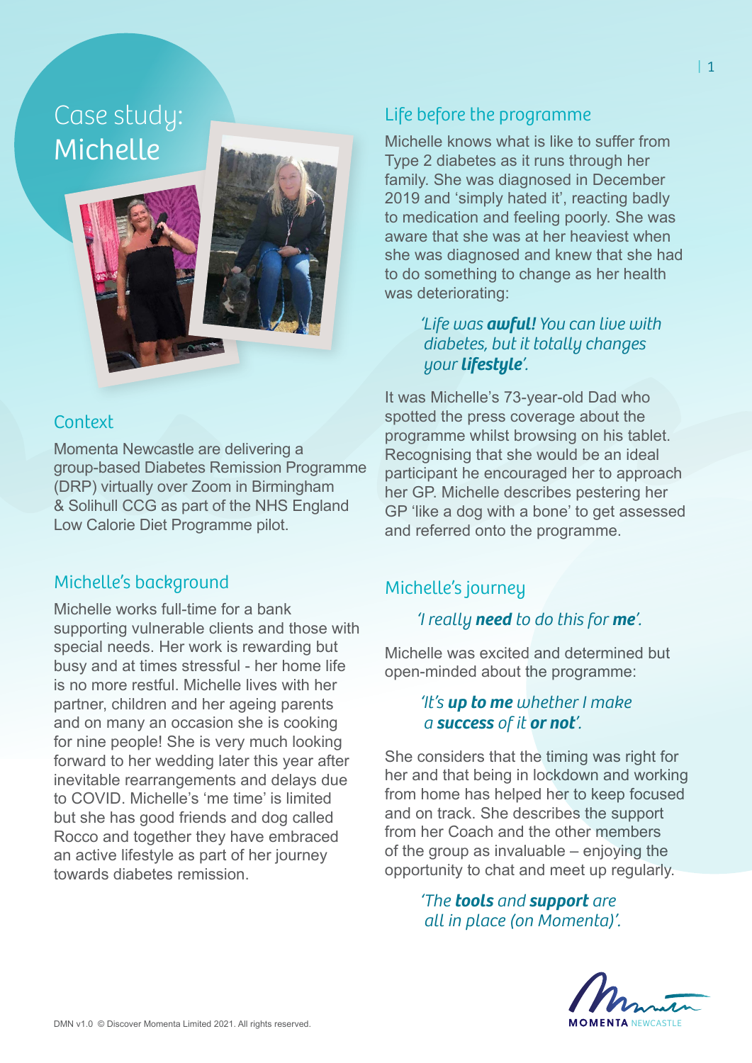# Case study: Michelle

## Context

Momenta Newcastle are delivering a group-based Diabetes Remission Programme (DRP) virtually over Zoom in Birmingham & Solihull CCG as part of the NHS England Low Calorie Diet Programme pilot.

## Michelle's background

Michelle works full-time for a bank supporting vulnerable clients and those with special needs. Her work is rewarding but busy and at times stressful - her home life is no more restful. Michelle lives with her partner, children and her ageing parents and on many an occasion she is cooking for nine people! She is very much looking forward to her wedding later this year after inevitable rearrangements and delays due to COVID. Michelle's 'me time' is limited but she has good friends and dog called Rocco and together they have embraced an active lifestyle as part of her journey towards diabetes remission.

## Life before the programme

Michelle knows what is like to suffer from Type 2 diabetes as it runs through her family. She was diagnosed in December 2019 and 'simply hated it', reacting badly to medication and feeling poorly. She was aware that she was at her heaviest when she was diagnosed and knew that she had to do something to change as her health was deteriorating:

> *'Life was **awful!** You can live with diabetes, but it totally changes your **lifestyle**'.*

It was Michelle's 73-year-old Dad who spotted the press coverage about the programme whilst browsing on his tablet. Recognising that she would be an ideal participant he encouraged her to approach her GP. Michelle describes pestering her GP 'like a dog with a bone' to get assessed and referred onto the programme.

## Michelle's journey

> *'I really **need** to do this for **me**'.*

Michelle was excited and determined but open-minded about the programme:

> *'It's **up to me** whether I make a **success** of it **or not**'.*

She considers that the timing was right for her and that being in lockdown and working from home has helped her to keep focused and on track. She describes the support from her Coach and the other members of the group as invaluable – enjoying the opportunity to chat and meet up regularly.

> *'The **tools** and **support** are all in place (on Momenta)'.*

DMN v1.0 © Discover Momenta Limited 2021. All rights reserved.

MOMENTA NEWCASTLE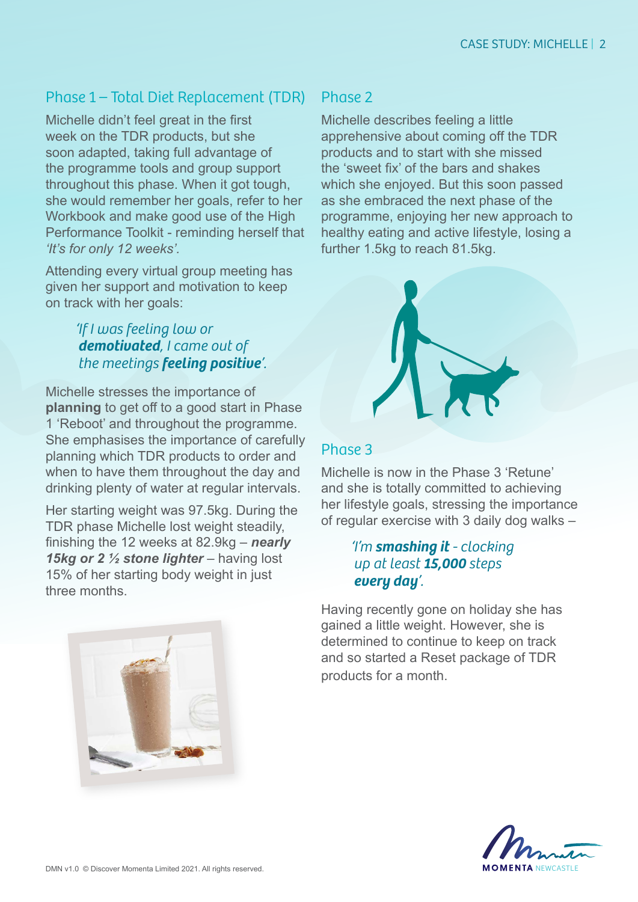## Phase 1 – Total Diet Replacement (TDR)

Michelle didn't feel great in the first week on the TDR products, but she soon adapted, taking full advantage of the programme tools and group support throughout this phase. When it got tough, she would remember her goals, refer to her Workbook and make good use of the High Performance Toolkit - reminding herself that *'It's for only 12 weeks'*.

Attending every virtual group meeting has given her support and motivation to keep on track with her goals:

> *'If I was feeling low or **demotivated**, I came out of the meetings **feeling positive**'.*

Michelle stresses the importance of **planning** to get off to a good start in Phase 1 'Reboot' and throughout the programme. She emphasises the importance of carefully planning which TDR products to order and when to have them throughout the day and drinking plenty of water at regular intervals.

Her starting weight was 97.5kg. During the TDR phase Michelle lost weight steadily, finishing the 12 weeks at 82.9kg – ***nearly 15kg or 2 ½ stone lighter*** – having lost 15% of her starting body weight in just three months.

## Phase 2

Michelle describes feeling a little apprehensive about coming off the TDR products and to start with she missed the 'sweet fix' of the bars and shakes which she enjoyed. But this soon passed as she embraced the next phase of the programme, enjoying her new approach to healthy eating and active lifestyle, losing a further 1.5kg to reach 81.5kg.

## Phase 3

Michelle is now in the Phase 3 'Retune' and she is totally committed to achieving her lifestyle goals, stressing the importance of regular exercise with 3 daily dog walks –

> *'I'm **smashing it** - clocking up at least **15,000** steps **every day**'.*

Having recently gone on holiday she has gained a little weight. However, she is determined to continue to keep on track and so started a Reset package of TDR products for a month.

DMN v1.0 © Discover Momenta Limited 2021. All rights reserved.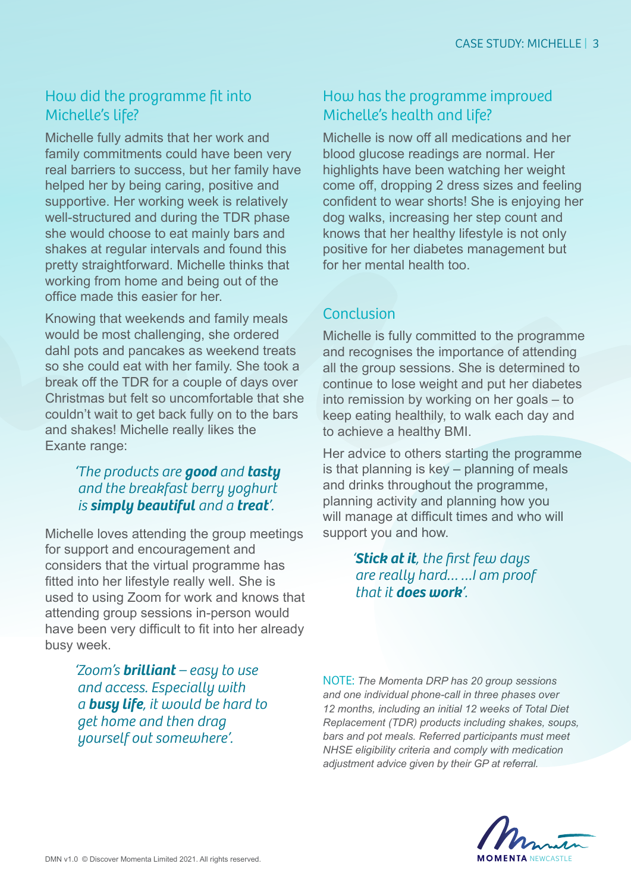## How did the programme fit into Michelle's life?

Michelle fully admits that her work and family commitments could have been very real barriers to success, but her family have helped her by being caring, positive and supportive. Her working week is relatively well-structured and during the TDR phase she would choose to eat mainly bars and shakes at regular intervals and found this pretty straightforward. Michelle thinks that working from home and being out of the office made this easier for her.

Knowing that weekends and family meals would be most challenging, she ordered dahl pots and pancakes as weekend treats so she could eat with her family. She took a break off the TDR for a couple of days over Christmas but felt so uncomfortable that she couldn't wait to get back fully on to the bars and shakes! Michelle really likes the Exante range:

> *'The products are **good** and **tasty** and the breakfast berry yoghurt is **simply beautiful** and a **treat**'.*

Michelle loves attending the group meetings for support and encouragement and considers that the virtual programme has fitted into her lifestyle really well. She is used to using Zoom for work and knows that attending group sessions in-person would have been very difficult to fit into her already busy week.

> *'Zoom's **brilliant** – easy to use and access. Especially with a **busy life**, it would be hard to get home and then drag yourself out somewhere'.*

## How has the programme improved Michelle's health and life?

Michelle is now off all medications and her blood glucose readings are normal. Her highlights have been watching her weight come off, dropping 2 dress sizes and feeling confident to wear shorts! She is enjoying her dog walks, increasing her step count and knows that her healthy lifestyle is not only positive for her diabetes management but for her mental health too.

## Conclusion

Michelle is fully committed to the programme and recognises the importance of attending all the group sessions. She is determined to continue to lose weight and put her diabetes into remission by working on her goals – to keep eating healthily, to walk each day and to achieve a healthy BMI.

Her advice to others starting the programme is that planning is key – planning of meals and drinks throughout the programme, planning activity and planning how you will manage at difficult times and who will support you and how.

> *'**Stick at it**, the first few days are really hard… …I am proof that it **does work**'.*

NOTE: *The Momenta DRP has 20 group sessions and one individual phone-call in three phases over 12 months, including an initial 12 weeks of Total Diet Replacement (TDR) products including shakes, soups, bars and pot meals. Referred participants must meet NHSE eligibility criteria and comply with medication adjustment advice given by their GP at referral.*

DMN v1.0 © Discover Momenta Limited 2021. All rights reserved.

MOMENTA NEWCASTLE